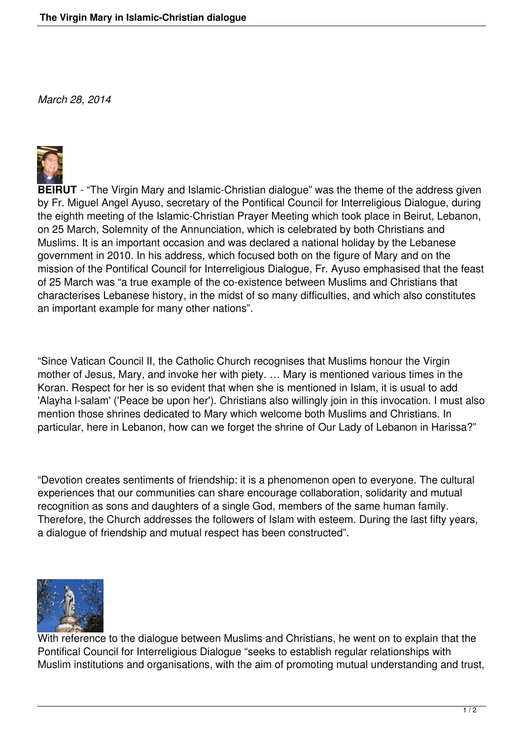*March 28, 2014*

**BEIRUT** - “The Virgin Mary and Islamic-Christian dialogue” was the theme of the address given by Fr. Miguel Angel Ayuso, secretary of the Pontifical Council for Interreligious Dialogue, during the eighth meeting of the Islamic-Christian Prayer Meeting which took place in Beirut, Lebanon, on 25 March, Solemnity of the Annunciation, which is celebrated by both Christians and Muslims. It is an important occasion and was declared a national holiday by the Lebanese government in 2010. In his address, which focused both on the figure of Mary and on the mission of the Pontifical Council for Interreligious Dialogue, Fr. Ayuso emphasised that the feast of 25 March was “a true example of the co-existence between Muslims and Christians that characterises Lebanese history, in the midst of so many difficulties, and which also constitutes an important example for many other nations”.

“Since Vatican Council II, the Catholic Church recognises that Muslims honour the Virgin mother of Jesus, Mary, and invoke her with piety. … Mary is mentioned various times in the Koran. Respect for her is so evident that when she is mentioned in Islam, it is usual to add 'Alayha l-salam' ('Peace be upon her'). Christians also willingly join in this invocation. I must also mention those shrines dedicated to Mary which welcome both Muslims and Christians. In particular, here in Lebanon, how can we forget the shrine of Our Lady of Lebanon in Harissa?”

“Devotion creates sentiments of friendship: it is a phenomenon open to everyone. The cultural experiences that our communities can share encourage collaboration, solidarity and mutual recognition as sons and daughters of a single God, members of the same human family. Therefore, the Church addresses the followers of Islam with esteem. During the last fifty years, a dialogue of friendship and mutual respect has been constructed”.

With reference to the dialogue between Muslims and Christians, he went on to explain that the Pontifical Council for Interreligious Dialogue “seeks to establish regular relationships with Muslim institutions and organisations, with the aim of promoting mutual understanding and trust,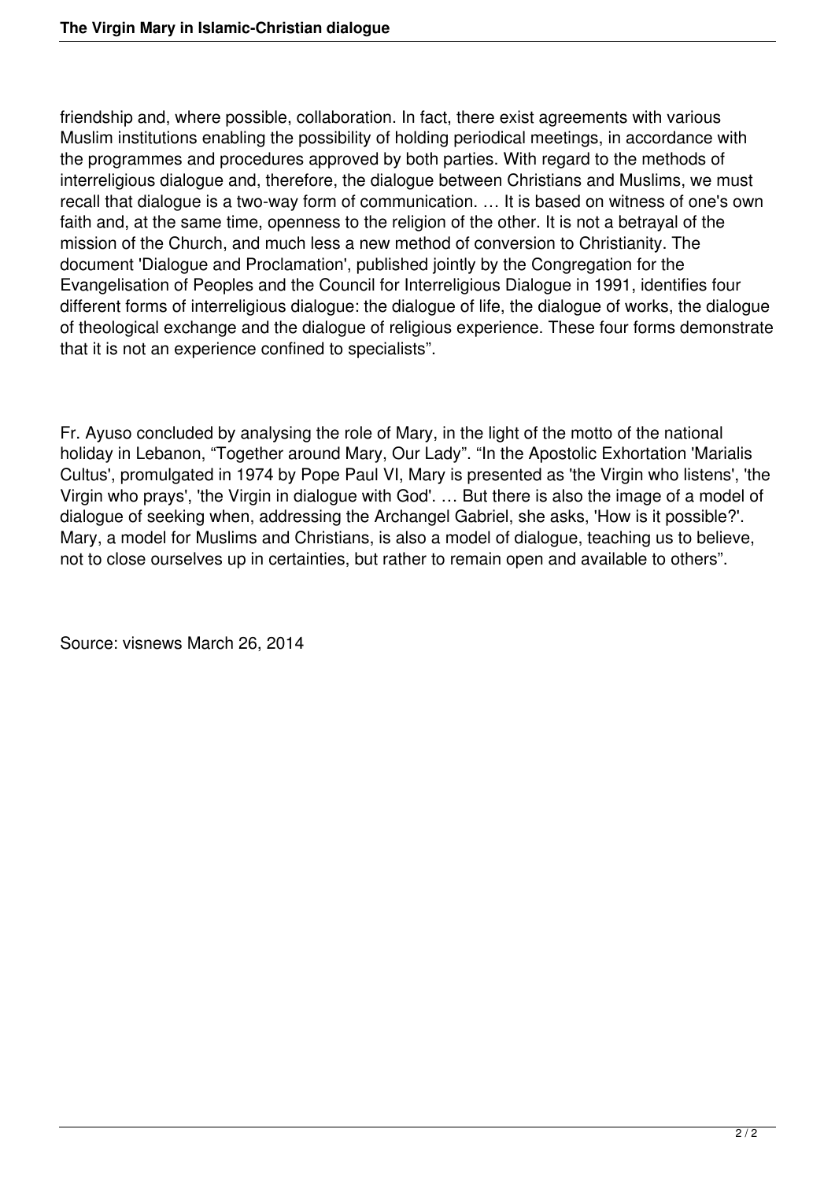friendship and, where possible, collaboration. In fact, there exist agreements with various Muslim institutions enabling the possibility of holding periodical meetings, in accordance with the programmes and procedures approved by both parties. With regard to the methods of interreligious dialogue and, therefore, the dialogue between Christians and Muslims, we must recall that dialogue is a two-way form of communication. … It is based on witness of one's own faith and, at the same time, openness to the religion of the other. It is not a betrayal of the mission of the Church, and much less a new method of conversion to Christianity. The document 'Dialogue and Proclamation', published jointly by the Congregation for the Evangelisation of Peoples and the Council for Interreligious Dialogue in 1991, identifies four different forms of interreligious dialogue: the dialogue of life, the dialogue of works, the dialogue of theological exchange and the dialogue of religious experience. These four forms demonstrate that it is not an experience confined to specialists".

Fr. Ayuso concluded by analysing the role of Mary, in the light of the motto of the national holiday in Lebanon, "Together around Mary, Our Lady". "In the Apostolic Exhortation 'Marialis Cultus', promulgated in 1974 by Pope Paul VI, Mary is presented as 'the Virgin who listens', 'the Virgin who prays', 'the Virgin in dialogue with God'. … But there is also the image of a model of dialogue of seeking when, addressing the Archangel Gabriel, she asks, 'How is it possible?'. Mary, a model for Muslims and Christians, is also a model of dialogue, teaching us to believe, not to close ourselves up in certainties, but rather to remain open and available to others".

Source: visnews March 26, 2014